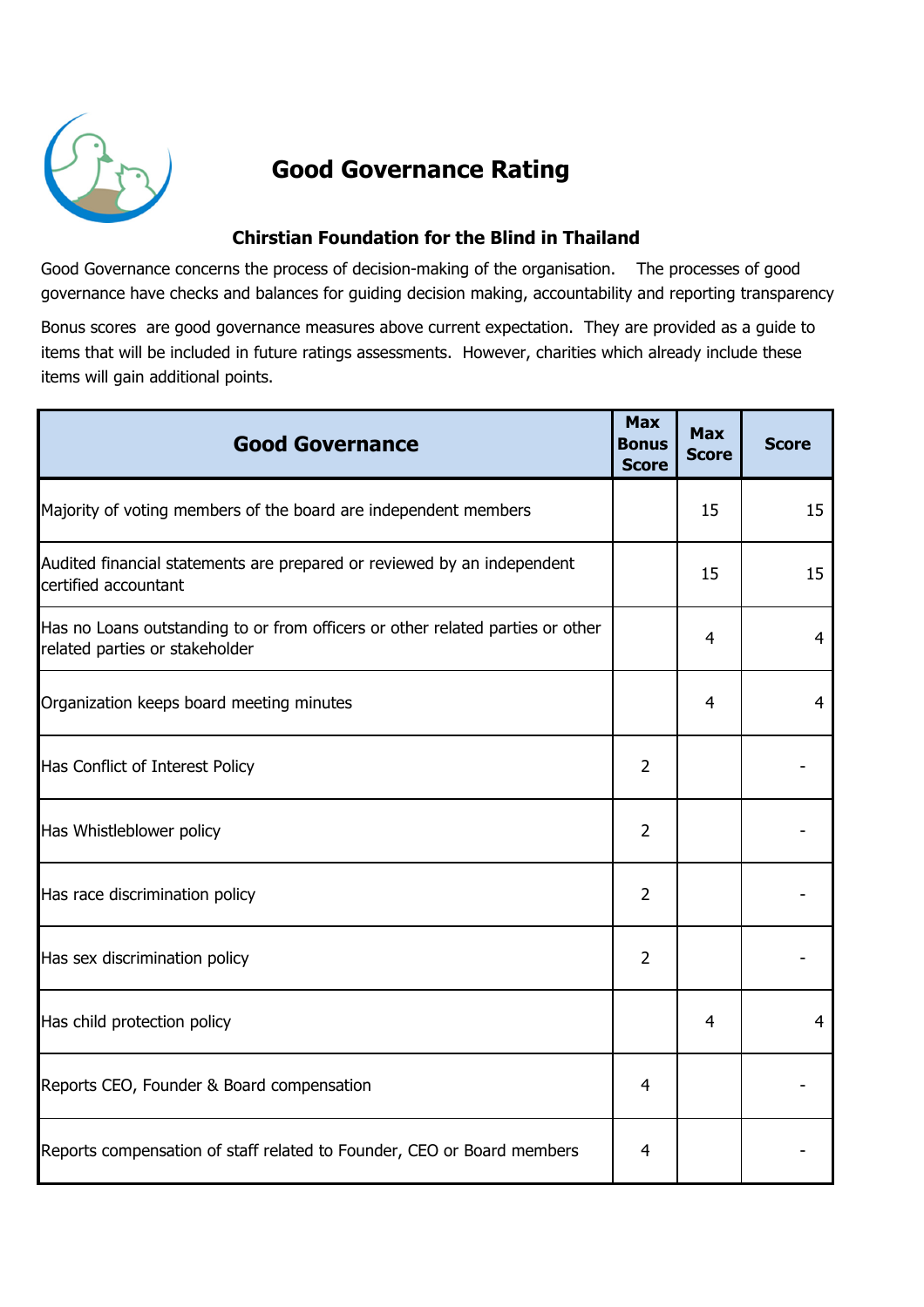# Good Governance Rating

## Chirstian Foundation for the Blind in Thailand

Good Governance concerns the process of decision-making of the organisation. The processes of good governance have checks and balances for guiding decision making, accountability and reporting transparency

Bonus scores are good governance measures above current expectation. They are provided as a guide to items that will be included in future ratings assessments. However, charities which already include these items will gain additional points.

| Good Governance | Max Bonus Score | Max Score | Score |
|---|---|---|---|
| Majority of voting members of the board are independent members | | 15 | 15 |
| Audited financial statements are prepared or reviewed by an independent certified accountant | | 15 | 15 |
| Has no Loans outstanding to or from officers or other related parties or other related parties or stakeholder | | 4 | 4 |
| Organization keeps board meeting minutes | | 4 | 4 |
| Has Conflict of Interest Policy | 2 | | - |
| Has Whistleblower policy | 2 | | - |
| Has race discrimination policy | 2 | | - |
| Has sex discrimination policy | 2 | | - |
| Has child protection policy | | 4 | 4 |
| Reports CEO, Founder & Board compensation | 4 | | - |
| Reports compensation of staff related to Founder, CEO or Board members | 4 | | - |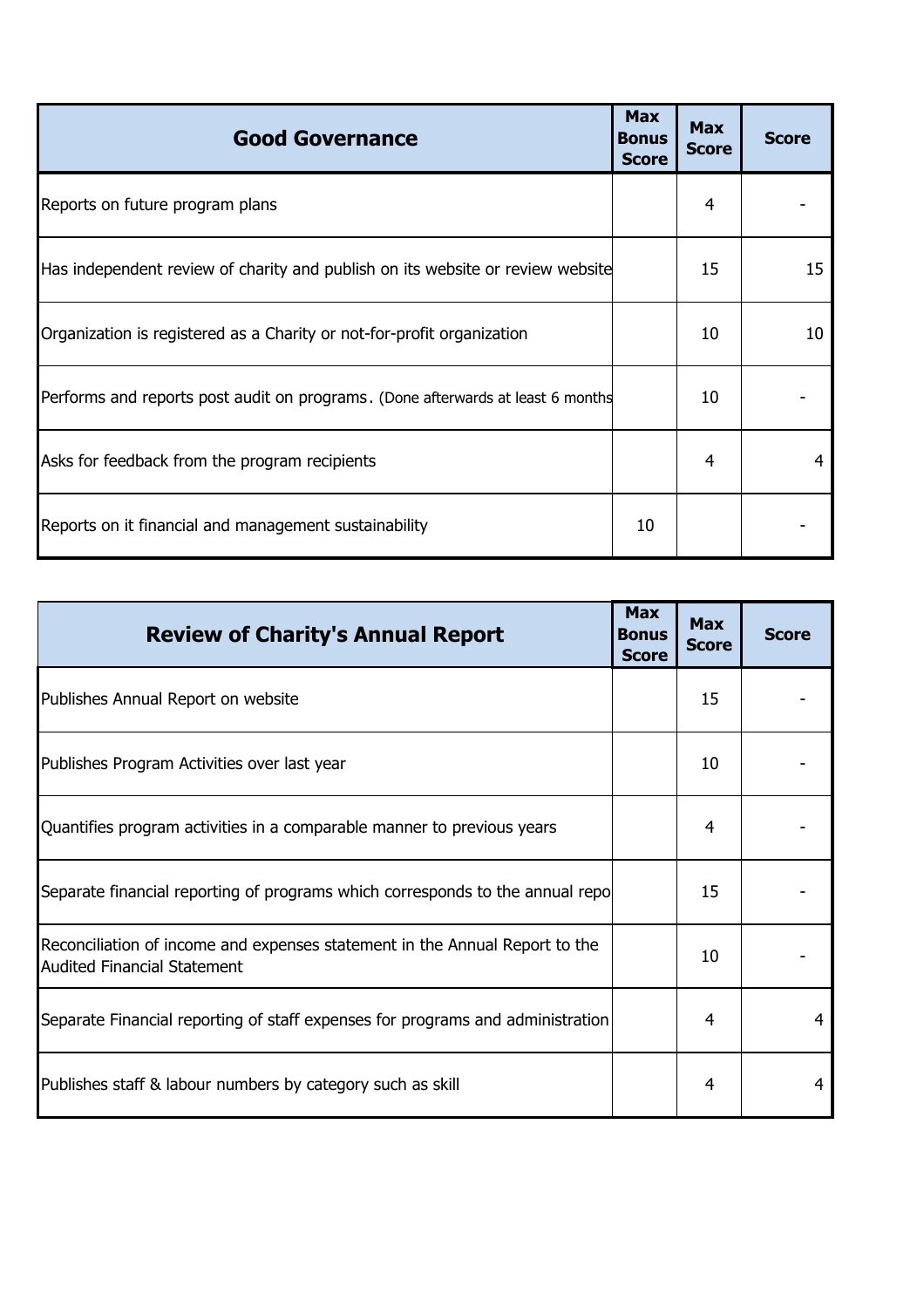| Good Governance | Max Bonus Score | Max Score | Score |
|---|---|---|---|
| Reports on future program plans | | 4 | - |
| Has independent review of charity and publish on its website or review website | | 15 | 15 |
| Organization is registered as a Charity or not-for-profit organization | | 10 | 10 |
| Performs and reports post audit on programs. (Done afterwards at least 6 months | | 10 | - |
| Asks for feedback from the program recipients | | 4 | 4 |
| Reports on it financial and management sustainability | 10 | | - |

| Review of Charity's Annual Report | Max Bonus Score | Max Score | Score |
|---|---|---|---|
| Publishes Annual Report on website | | 15 | - |
| Publishes Program Activities over last year | | 10 | - |
| Quantifies program activities in a comparable manner to previous years | | 4 | - |
| Separate financial reporting of programs which corresponds to the annual repo | | 15 | - |
| Reconciliation of income and expenses statement in the Annual Report to the Audited Financial Statement | | 10 | - |
| Separate Financial reporting of staff expenses for programs and administration | | 4 | 4 |
| Publishes staff & labour numbers by category such as skill | | 4 | 4 |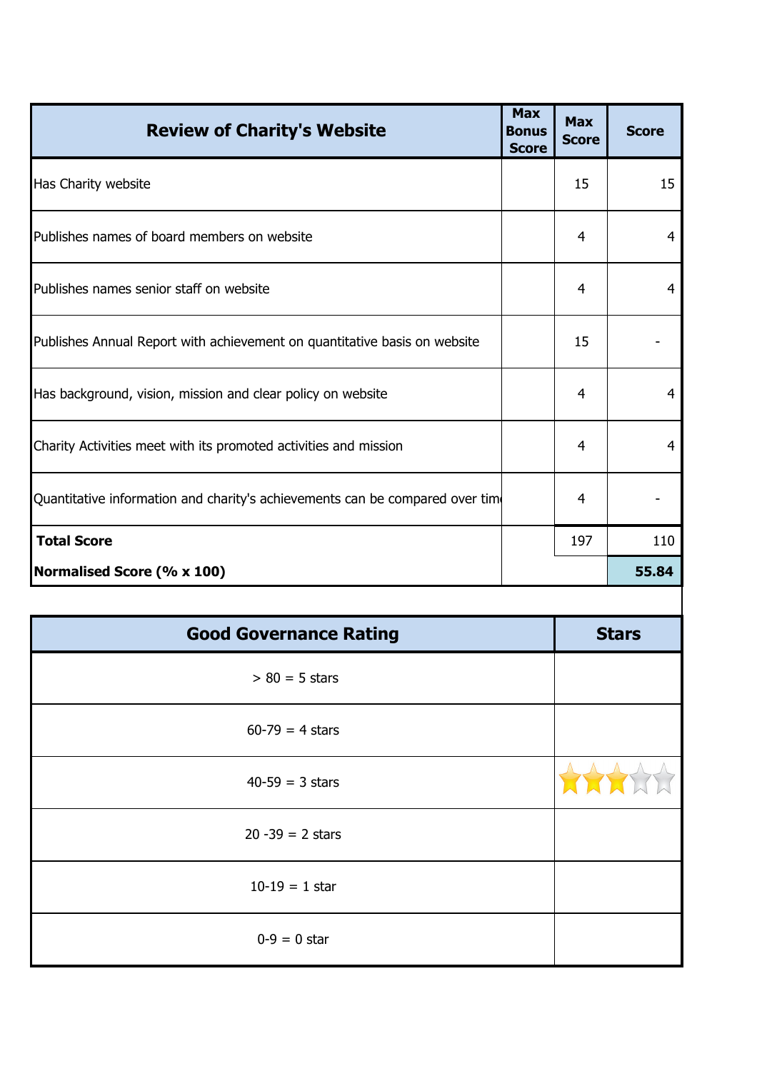| Review of Charity's Website | Max Bonus Score | Max Score | Score |
|---|---|---|---|
| Has Charity website | | 15 | 15 |
| Publishes names of board members on website | | 4 | 4 |
| Publishes names senior staff on website | | 4 | 4 |
| Publishes Annual Report with achievement on quantitative basis on website | | 15 | - |
| Has background, vision, mission and clear policy on website | | 4 | 4 |
| Charity Activities meet with its promoted activities and mission | | 4 | 4 |
| Quantitative information and charity's achievements can be compared over tim | | 4 | - |
| **Total Score** | | 197 | 110 |
| **Normalised Score (% x 100)** | | | **55.84** |

| Good Governance Rating | Stars |
|---|---|
| > 80 = 5 stars | |
| 60-79 = 4 stars | |
| 40-59 = 3 stars | ★★★☆☆ |
| 20 -39 = 2 stars | |
| 10-19 = 1 star | |
| 0-9 = 0 star | |